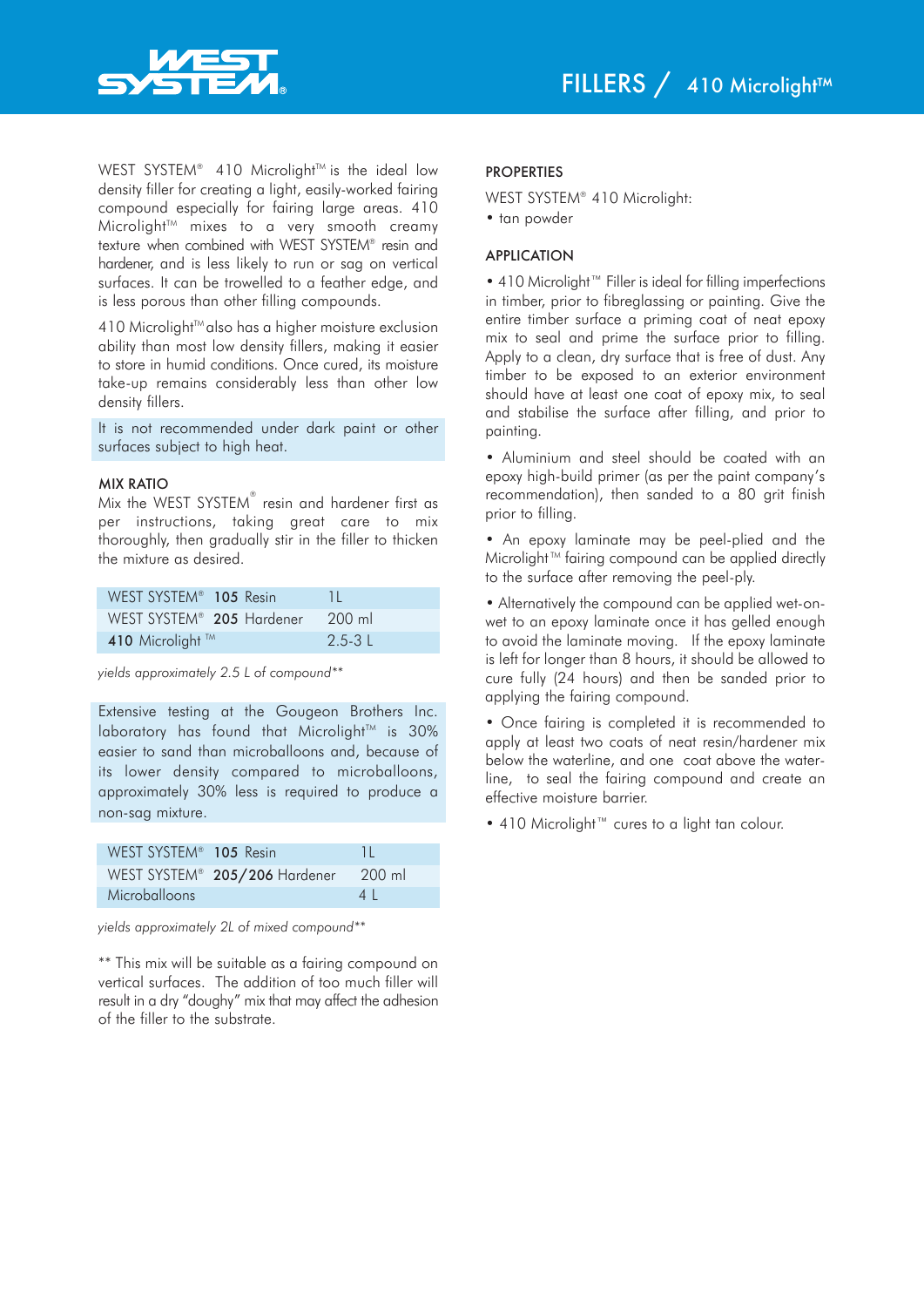# FILLERS / 410 Microlight™

WEST SYSTEM® 410 Microlight™ is the ideal low density filler for creating a light, easily-worked fairing compound especially for fairing large areas. 410 Microlight™ mixes to a very smooth creamy texture when combined with WEST SYSTEM® resin and hardener, and is less likely to run or sag on vertical surfaces. It can be trowelled to a feather edge, and is less porous than other filling compounds.

410 Microlight™ also has a higher moisture exclusion ability than most low density fillers, making it easier to store in humid conditions. Once cured, its moisture take-up remains considerably less than other low density fillers.

It is not recommended under dark paint or other surfaces subject to high heat.

## MIX RATIO

Mix the WEST SYSTEM® resin and hardener first as per instructions, taking great care to mix thoroughly, then gradually stir in the filler to thicken the mixture as desired.

| WEST SYSTEM® **105** Resin | 1L |
|---|---|
| WEST SYSTEM® **205** Hardener | 200 ml |
| **410** Microlight ™ | 2.5-3 L |

*yields approximately 2.5 L of compound***

Extensive testing at the Gougeon Brothers Inc. laboratory has found that Microlight™ is 30% easier to sand than microballoons and, because of its lower density compared to microballoons, approximately 30% less is required to produce a non-sag mixture.

| WEST SYSTEM® **105** Resin | 1L |
|---|---|
| WEST SYSTEM® **205/206** Hardener | 200 ml |
| Microballoons | 4 L |

*yields approximately 2L of mixed compound***

** This mix will be suitable as a fairing compound on vertical surfaces. The addition of too much filler will result in a dry "doughy" mix that may affect the adhesion of the filler to the substrate.

## PROPERTIES

WEST SYSTEM® 410 Microlight:

- tan powder

## APPLICATION

- 410 Microlight™ Filler is ideal for filling imperfections in timber, prior to fibreglassing or painting. Give the entire timber surface a priming coat of neat epoxy mix to seal and prime the surface prior to filling. Apply to a clean, dry surface that is free of dust. Any timber to be exposed to an exterior environment should have at least one coat of epoxy mix, to seal and stabilise the surface after filling, and prior to painting.
- Aluminium and steel should be coated with an epoxy high-build primer (as per the paint company's recommendation), then sanded to a 80 grit finish prior to filling.
- An epoxy laminate may be peel-plied and the Microlight™ fairing compound can be applied directly to the surface after removing the peel-ply.
- Alternatively the compound can be applied wet-on-wet to an epoxy laminate once it has gelled enough to avoid the laminate moving. If the epoxy laminate is left for longer than 8 hours, it should be allowed to cure fully (24 hours) and then be sanded prior to applying the fairing compound.
- Once fairing is completed it is recommended to apply at least two coats of neat resin/hardener mix below the waterline, and one coat above the waterline, to seal the fairing compound and create an effective moisture barrier.
- 410 Microlight™ cures to a light tan colour.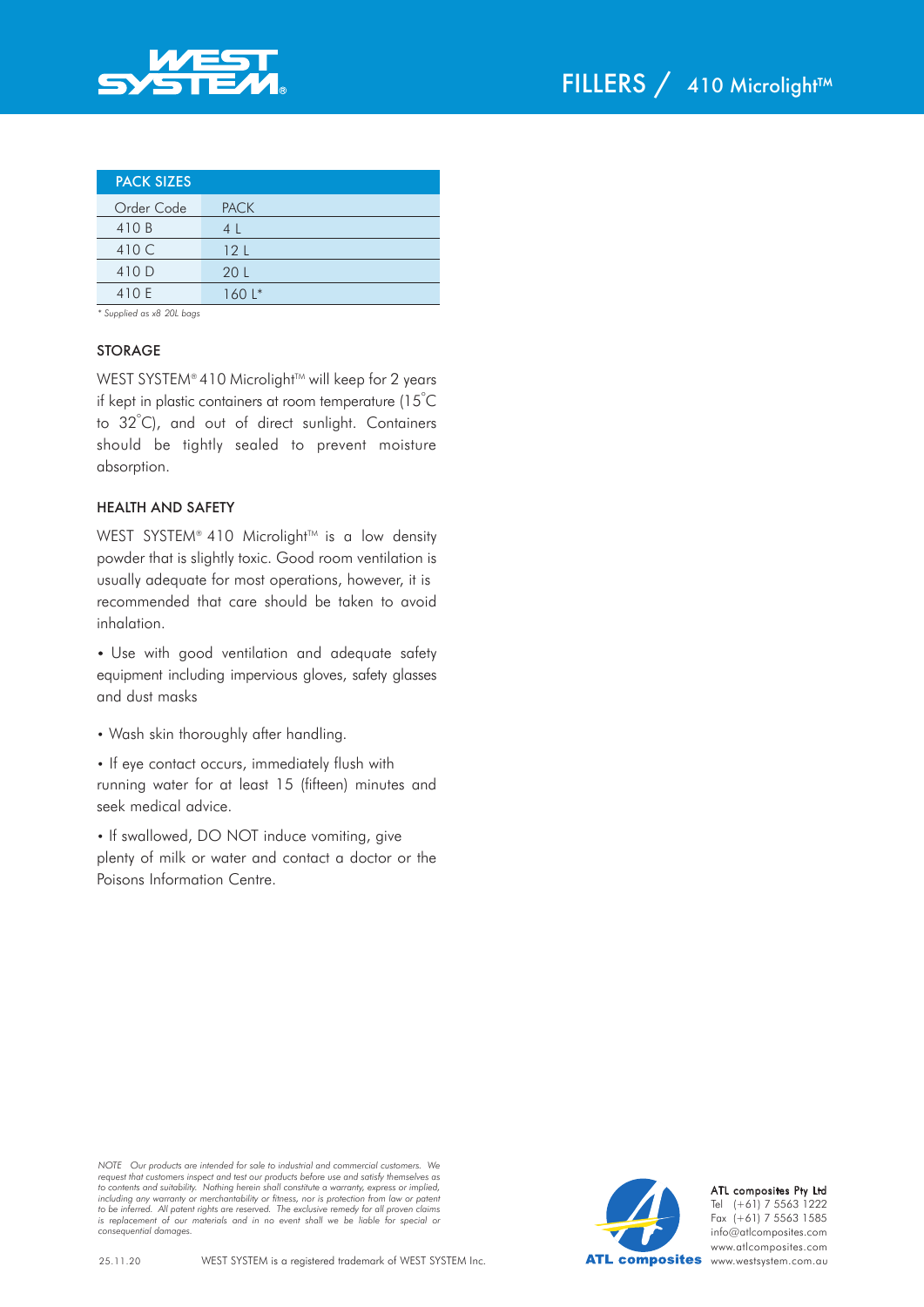# FILLERS / 410 Microlight™

## PACK SIZES

| Order Code | PACK |
|---|---|
| 410 B | 4 L |
| 410 C | 12 L |
| 410 D | 20 L |
| 410 E | 160 L* |

*\* Supplied as x8 20L bags*

## STORAGE

WEST SYSTEM® 410 Microlight™ will keep for 2 years if kept in plastic containers at room temperature (15°C to 32°C), and out of direct sunlight. Containers should be tightly sealed to prevent moisture absorption.

## HEALTH AND SAFETY

WEST SYSTEM® 410 Microlight™ is a low density powder that is slightly toxic. Good room ventilation is usually adequate for most operations, however, it is recommended that care should be taken to avoid inhalation.

- Use with good ventilation and adequate safety equipment including impervious gloves, safety glasses and dust masks
- Wash skin thoroughly after handling.
- If eye contact occurs, immediately flush with running water for at least 15 (fifteen) minutes and seek medical advice.
- If swallowed, DO NOT induce vomiting, give plenty of milk or water and contact a doctor or the Poisons Information Centre.

*NOTE Our products are intended for sale to industrial and commercial customers. We request that customers inspect and test our products before use and satisfy themselves as to contents and suitability. Nothing herein shall constitute a warranty, express or implied, including any warranty or merchantability or fitness, nor is protection from law or patent to be inferred. All patent rights are reserved. The exclusive remedy for all proven claims is replacement of our materials and in no event shall we be liable for special or consequential damages.*

25.11.20

WEST SYSTEM is a registered trademark of WEST SYSTEM Inc.

**ATL composites Pty Ltd**
Tel (+61) 7 5563 1222
Fax (+61) 7 5563 1585
info@atlcomposites.com
www.atlcomposites.com
www.westsystem.com.au